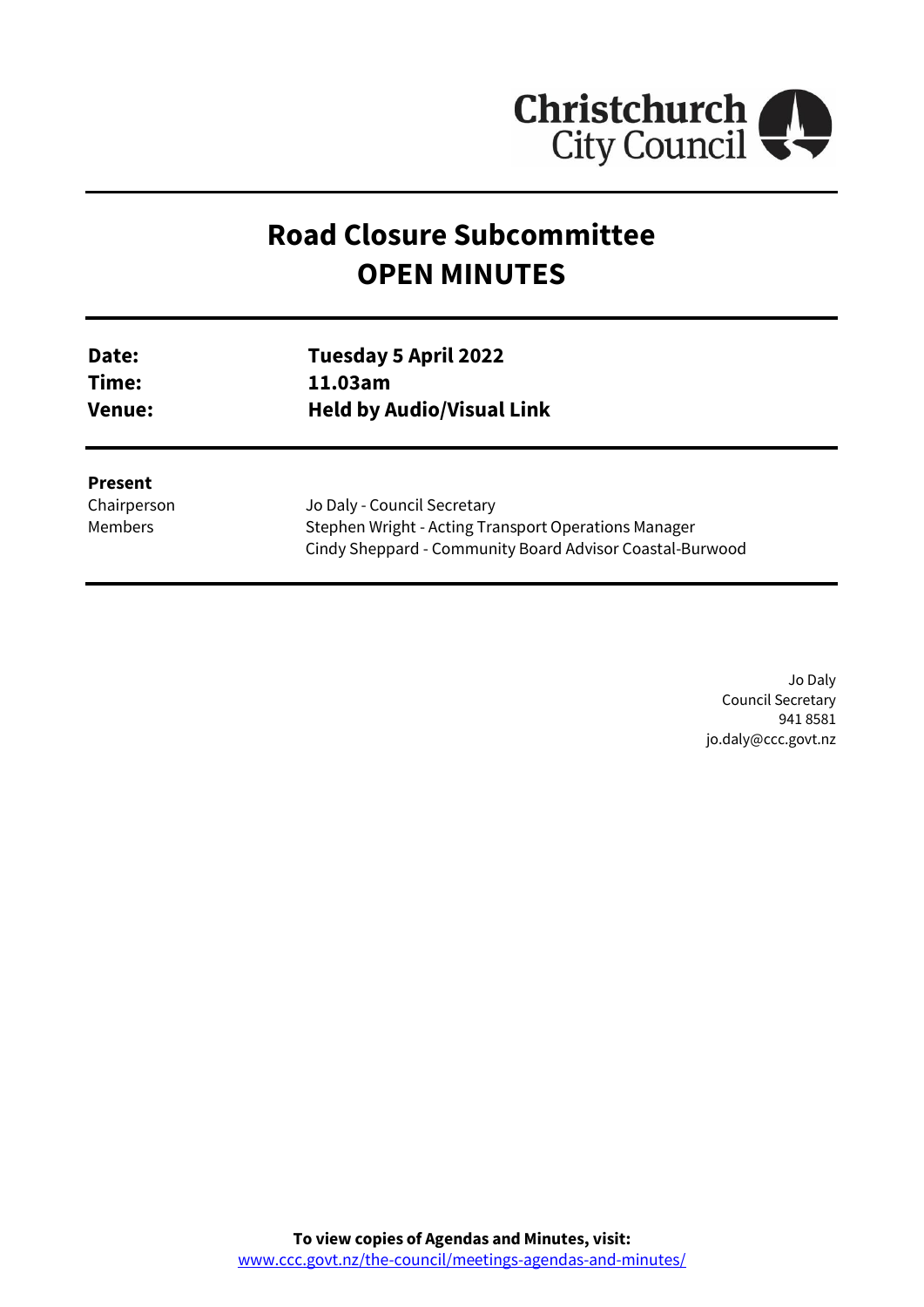# Road Closure Subcommittee
# OPEN MINUTES

| | |
|---|---|
| **Date:** | **Tuesday 5 April 2022** |
| **Time:** | **11.03am** |
| **Venue:** | **Held by Audio/Visual Link** |

**Present**

| | |
|---|---|
| Chairperson | Jo Daly - Council Secretary |
| Members | Stephen Wright - Acting Transport Operations Manager |
| | Cindy Sheppard - Community Board Advisor Coastal-Burwood |

Jo Daly
Council Secretary
941 8581
jo.daly@ccc.govt.nz

**To view copies of Agendas and Minutes, visit:**
www.ccc.govt.nz/the-council/meetings-agendas-and-minutes/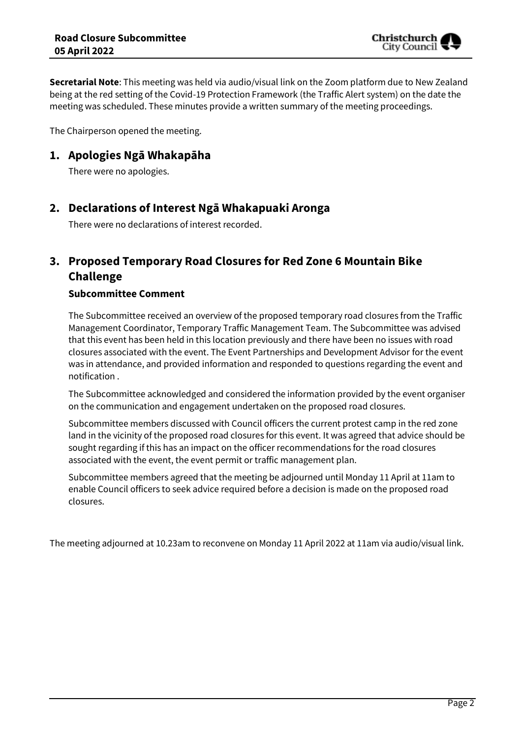**Secretarial Note**: This meeting was held via audio/visual link on the Zoom platform due to New Zealand being at the red setting of the Covid-19 Protection Framework (the Traffic Alert system) on the date the meeting was scheduled. These minutes provide a written summary of the meeting proceedings.

The Chairperson opened the meeting.

## 1. Apologies Ngā Whakapāha

There were no apologies.

## 2. Declarations of Interest Ngā Whakapuaki Aronga

There were no declarations of interest recorded.

## 3. Proposed Temporary Road Closures for Red Zone 6 Mountain Bike Challenge

### Subcommittee Comment

The Subcommittee received an overview of the proposed temporary road closures from the Traffic Management Coordinator, Temporary Traffic Management Team. The Subcommittee was advised that this event has been held in this location previously and there have been no issues with road closures associated with the event. The Event Partnerships and Development Advisor for the event was in attendance, and provided information and responded to questions regarding the event and notification .

The Subcommittee acknowledged and considered the information provided by the event organiser on the communication and engagement undertaken on the proposed road closures.

Subcommittee members discussed with Council officers the current protest camp in the red zone land in the vicinity of the proposed road closures for this event. It was agreed that advice should be sought regarding if this has an impact on the officer recommendations for the road closures associated with the event, the event permit or traffic management plan.

Subcommittee members agreed that the meeting be adjourned until Monday 11 April at 11am to enable Council officers to seek advice required before a decision is made on the proposed road closures.

The meeting adjourned at 10.23am to reconvene on Monday 11 April 2022 at 11am via audio/visual link.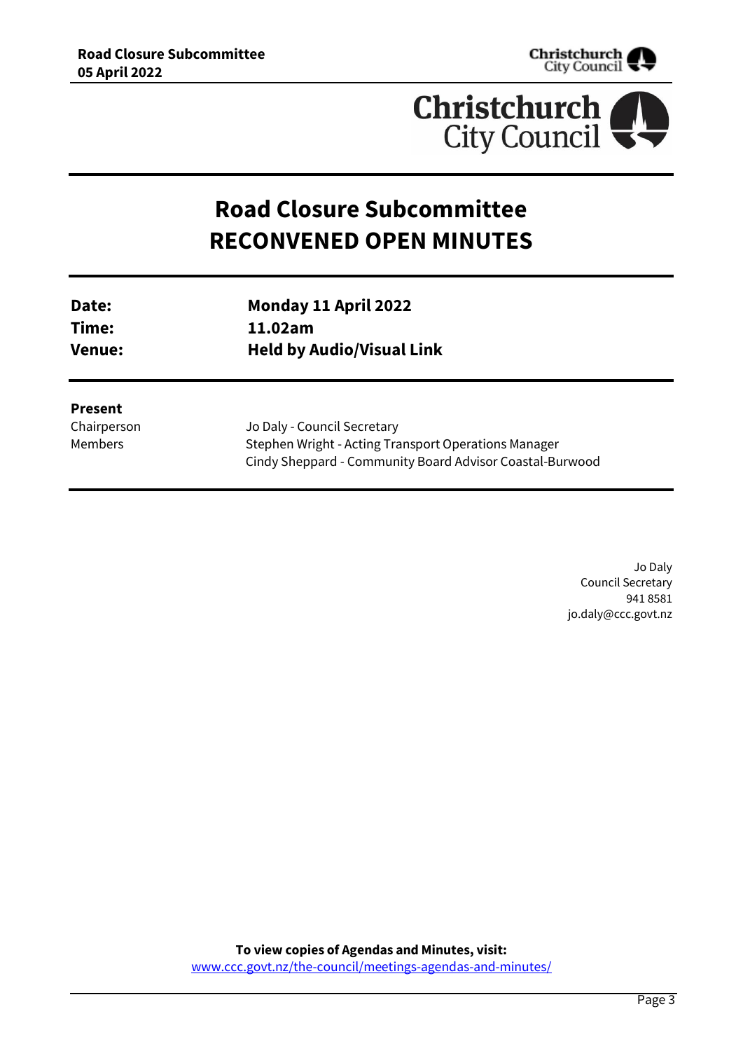# Road Closure Subcommittee
# RECONVENED OPEN MINUTES

| | |
|---|---|
| **Date:** | **Monday 11 April 2022** |
| **Time:** | **11.02am** |
| **Venue:** | **Held by Audio/Visual Link** |

**Present**

| | |
|---|---|
| Chairperson | Jo Daly - Council Secretary |
| Members | Stephen Wright - Acting Transport Operations Manager |
| | Cindy Sheppard - Community Board Advisor Coastal-Burwood |

Jo Daly
Council Secretary
941 8581
jo.daly@ccc.govt.nz

**To view copies of Agendas and Minutes, visit:**
www.ccc.govt.nz/the-council/meetings-agendas-and-minutes/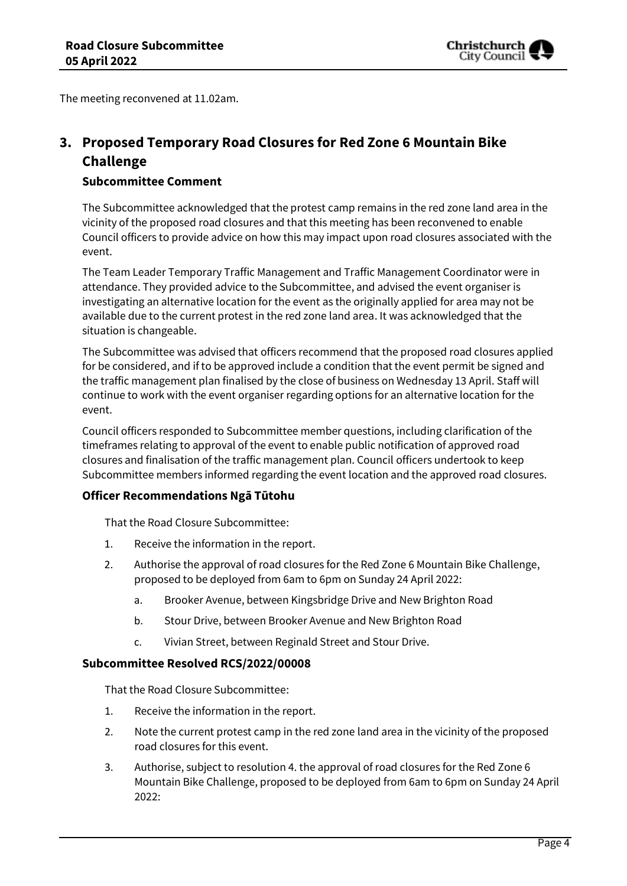The meeting reconvened at 11.02am.

## 3. Proposed Temporary Road Closures for Red Zone 6 Mountain Bike Challenge

### Subcommittee Comment

The Subcommittee acknowledged that the protest camp remains in the red zone land area in the vicinity of the proposed road closures and that this meeting has been reconvened to enable Council officers to provide advice on how this may impact upon road closures associated with the event.

The Team Leader Temporary Traffic Management and Traffic Management Coordinator were in attendance. They provided advice to the Subcommittee, and advised the event organiser is investigating an alternative location for the event as the originally applied for area may not be available due to the current protest in the red zone land area. It was acknowledged that the situation is changeable.

The Subcommittee was advised that officers recommend that the proposed road closures applied for be considered, and if to be approved include a condition that the event permit be signed and the traffic management plan finalised by the close of business on Wednesday 13 April. Staff will continue to work with the event organiser regarding options for an alternative location for the event.

Council officers responded to Subcommittee member questions, including clarification of the timeframes relating to approval of the event to enable public notification of approved road closures and finalisation of the traffic management plan. Council officers undertook to keep Subcommittee members informed regarding the event location and the approved road closures.

### Officer Recommendations Ngā Tūtohu

That the Road Closure Subcommittee:

1. Receive the information in the report.
2. Authorise the approval of road closures for the Red Zone 6 Mountain Bike Challenge, proposed to be deployed from 6am to 6pm on Sunday 24 April 2022:
   a. Brooker Avenue, between Kingsbridge Drive and New Brighton Road
   b. Stour Drive, between Brooker Avenue and New Brighton Road
   c. Vivian Street, between Reginald Street and Stour Drive.

### Subcommittee Resolved RCS/2022/00008

That the Road Closure Subcommittee:

1. Receive the information in the report.
2. Note the current protest camp in the red zone land area in the vicinity of the proposed road closures for this event.
3. Authorise, subject to resolution 4. the approval of road closures for the Red Zone 6 Mountain Bike Challenge, proposed to be deployed from 6am to 6pm on Sunday 24 April 2022: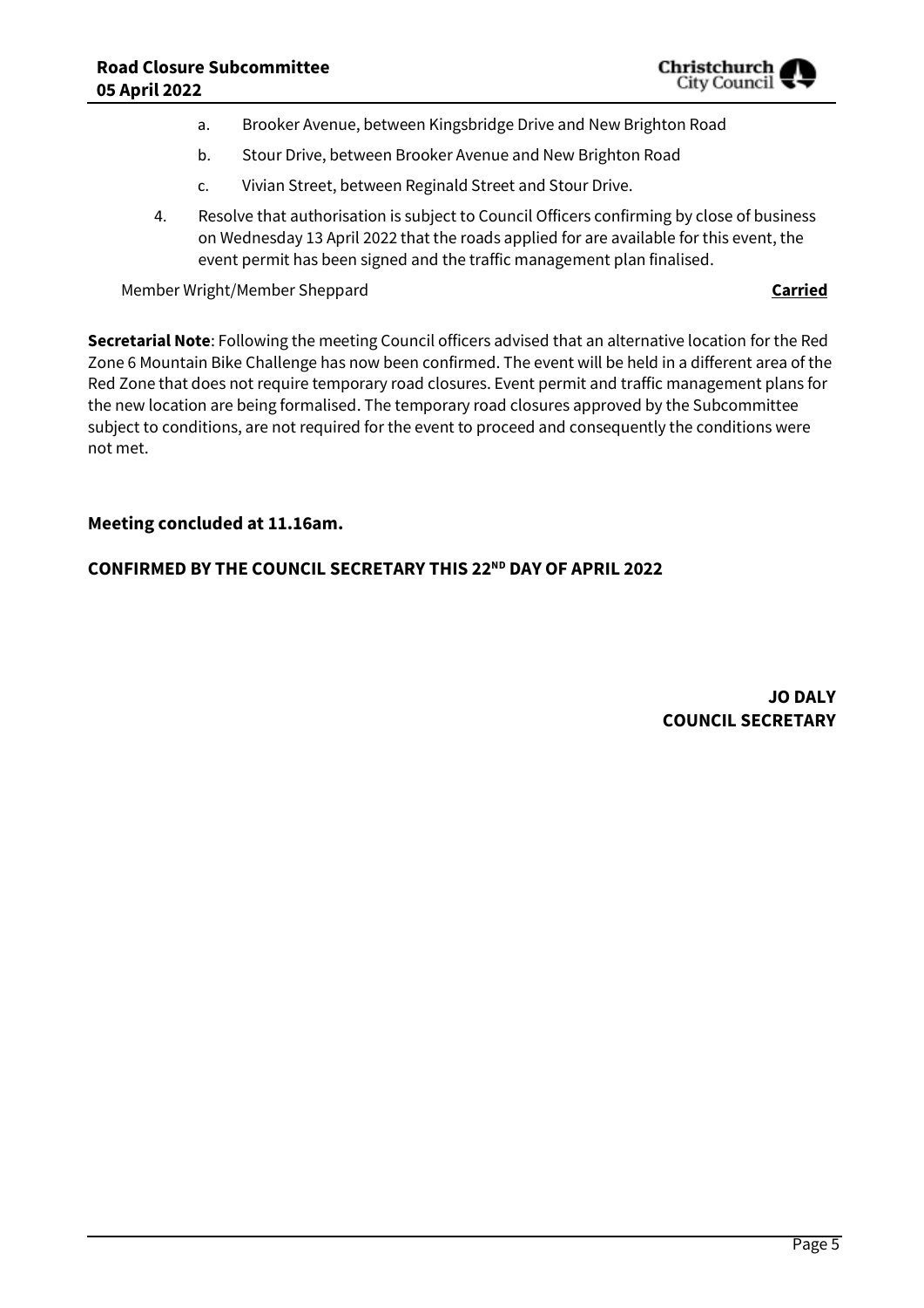a. Brooker Avenue, between Kingsbridge Drive and New Brighton Road

b. Stour Drive, between Brooker Avenue and New Brighton Road

c. Vivian Street, between Reginald Street and Stour Drive.

4. Resolve that authorisation is subject to Council Officers confirming by close of business on Wednesday 13 April 2022 that the roads applied for are available for this event, the event permit has been signed and the traffic management plan finalised.

Member Wright/Member Sheppard **Carried**

**Secretarial Note**: Following the meeting Council officers advised that an alternative location for the Red Zone 6 Mountain Bike Challenge has now been confirmed. The event will be held in a different area of the Red Zone that does not require temporary road closures. Event permit and traffic management plans for the new location are being formalised. The temporary road closures approved by the Subcommittee subject to conditions, are not required for the event to proceed and consequently the conditions were not met.

**Meeting concluded at 11.16am.**

**CONFIRMED BY THE COUNCIL SECRETARY THIS 22ND DAY OF APRIL 2022**

**JO DALY**
**COUNCIL SECRETARY**